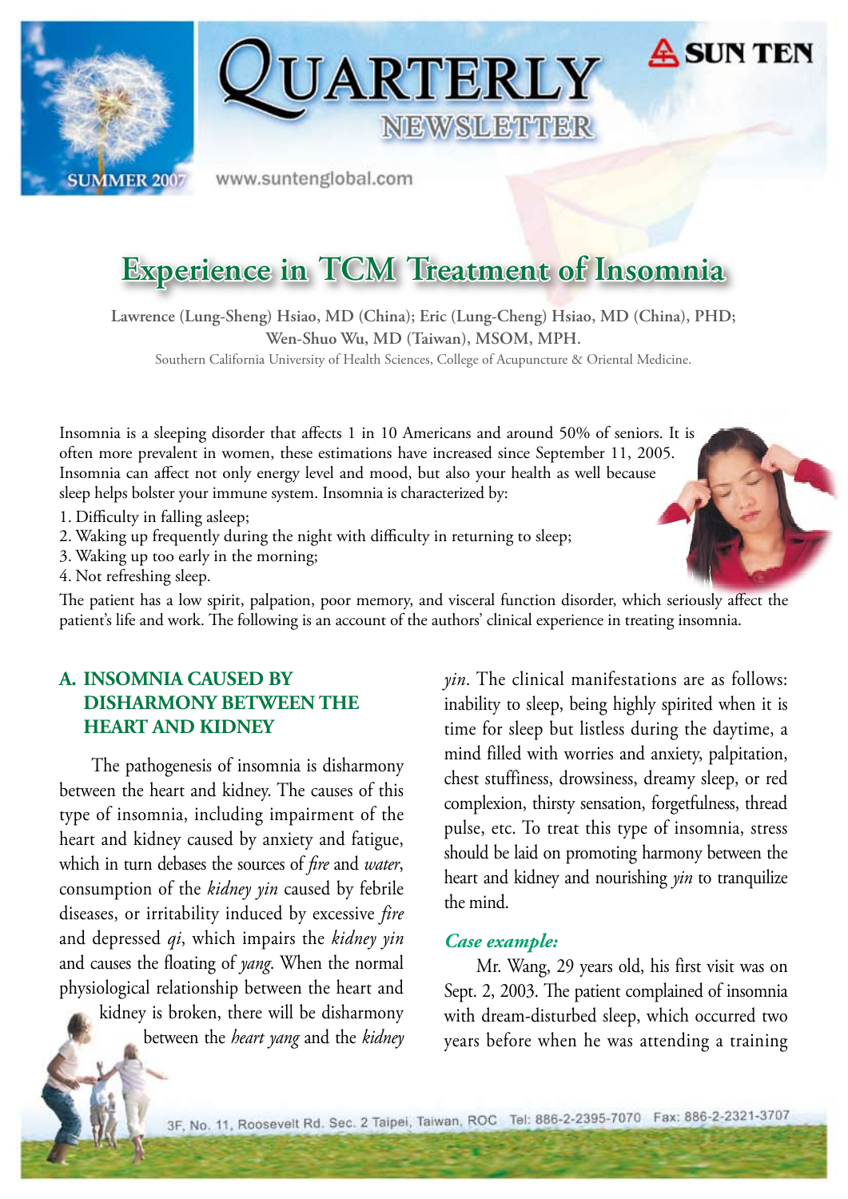# Experience in TCM Treatment of Insomnia

Lawrence (Lung-Sheng) Hsiao, MD (China); Eric (Lung-Cheng) Hsiao, MD (China), PHD; Wen-Shuo Wu, MD (Taiwan), MSOM, MPH.

Southern California University of Health Sciences, College of Acupuncture & Oriental Medicine.

Insomnia is a sleeping disorder that affects 1 in 10 Americans and around 50% of seniors. It is often more prevalent in women, these estimations have increased since September 11, 2005. Insomnia can affect not only energy level and mood, but also your health as well because sleep helps bolster your immune system. Insomnia is characterized by:

1. Difficulty in falling asleep;
2. Waking up frequently during the night with difficulty in returning to sleep;
3. Waking up too early in the morning;
4. Not refreshing sleep.

The patient has a low spirit, palpation, poor memory, and visceral function disorder, which seriously affect the patient's life and work. The following is an account of the authors' clinical experience in treating insomnia.

## A. INSOMNIA CAUSED BY DISHARMONY BETWEEN THE HEART AND KIDNEY

The pathogenesis of insomnia is disharmony between the heart and kidney. The causes of this type of insomnia, including impairment of the heart and kidney caused by anxiety and fatigue, which in turn debases the sources of *fire* and *water*, consumption of the *kidney yin* caused by febrile diseases, or irritability induced by excessive *fire* and depressed *qi*, which impairs the *kidney yin* and causes the floating of *yang*. When the normal physiological relationship between the heart and kidney is broken, there will be disharmony between the *heart yang* and the *kidney yin*. The clinical manifestations are as follows: inability to sleep, being highly spirited when it is time for sleep but listless during the daytime, a mind filled with worries and anxiety, palpitation, chest stuffiness, drowsiness, dreamy sleep, or red complexion, thirsty sensation, forgetfulness, thread pulse, etc. To treat this type of insomnia, stress should be laid on promoting harmony between the heart and kidney and nourishing *yin* to tranquilize the mind.

### *Case example:*

Mr. Wang, 29 years old, his first visit was on Sept. 2, 2003. The patient complained of insomnia with dream-disturbed sleep, which occurred two years before when he was attending a training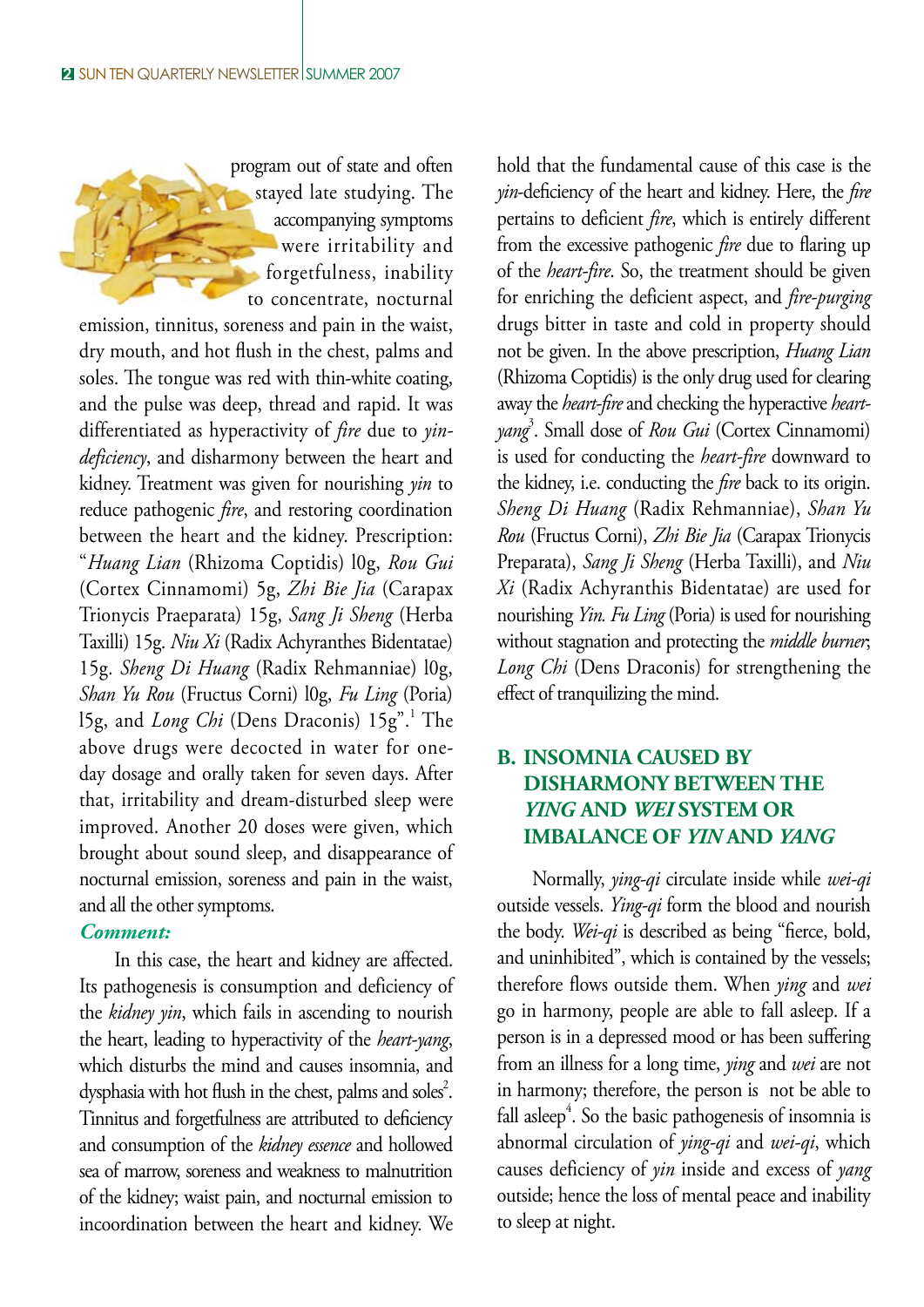program out of state and often stayed late studying. The accompanying symptoms were irritability and forgetfulness, inability to concentrate, nocturnal emission, tinnitus, soreness and pain in the waist, dry mouth, and hot flush in the chest, palms and soles. The tongue was red with thin-white coating, and the pulse was deep, thread and rapid. It was differentiated as hyperactivity of *fire* due to *yin-deficiency*, and disharmony between the heart and kidney. Treatment was given for nourishing *yin* to reduce pathogenic *fire*, and restoring coordination between the heart and the kidney. Prescription: "*Huang Lian* (Rhizoma Coptidis) l0g, *Rou Gui* (Cortex Cinnamomi) 5g, *Zhi Bie Jia* (Carapax Trionycis Praeparata) 15g, *Sang Ji Sheng* (Herba Taxilli) 15g. *Niu Xi* (Radix Achyranthes Bidentatae) 15g. *Sheng Di Huang* (Radix Rehmanniae) l0g, *Shan Yu Rou* (Fructus Corni) l0g, *Fu Ling* (Poria) l5g, and *Long Chi* (Dens Draconis) 15g".[1] The above drugs were decocted in water for one-day dosage and orally taken for seven days. After that, irritability and dream-disturbed sleep were improved. Another 20 doses were given, which brought about sound sleep, and disappearance of nocturnal emission, soreness and pain in the waist, and all the other symptoms.

***Comment:***

In this case, the heart and kidney are affected. Its pathogenesis is consumption and deficiency of the *kidney yin*, which fails in ascending to nourish the heart, leading to hyperactivity of the *heart-yang*, which disturbs the mind and causes insomnia, and dysphasia with hot flush in the chest, palms and soles[2]. Tinnitus and forgetfulness are attributed to deficiency and consumption of the *kidney essence* and hollowed sea of marrow, soreness and weakness to malnutrition of the kidney; waist pain, and nocturnal emission to incoordination between the heart and kidney. We hold that the fundamental cause of this case is the *yin*-deficiency of the heart and kidney. Here, the *fire* pertains to deficient *fire*, which is entirely different from the excessive pathogenic *fire* due to flaring up of the *heart-fire*. So, the treatment should be given for enriching the deficient aspect, and *fire-purging* drugs bitter in taste and cold in property should not be given. In the above prescription, *Huang Lian* (Rhizoma Coptidis) is the only drug used for clearing away the *heart-fire* and checking the hyperactive *heart-yang*[3]. Small dose of *Rou Gui* (Cortex Cinnamomi) is used for conducting the *heart-fire* downward to the kidney, i.e. conducting the *fire* back to its origin. *Sheng Di Huang* (Radix Rehmanniae), *Shan Yu Rou* (Fructus Corni), *Zhi Bie Jia* (Carapax Trionycis Preparata), *Sang Ji Sheng* (Herba Taxilli), and *Niu Xi* (Radix Achyranthis Bidentatae) are used for nourishing *Yin*. *Fu Ling* (Poria) is used for nourishing without stagnation and protecting the *middle burner*; *Long Chi* (Dens Draconis) for strengthening the effect of tranquilizing the mind.

## B. INSOMNIA CAUSED BY DISHARMONY BETWEEN THE *YING* AND *WEI* SYSTEM OR IMBALANCE OF *YIN* AND *YANG*

Normally, *ying-qi* circulate inside while *wei-qi* outside vessels. *Ying-qi* form the blood and nourish the body. *Wei-qi* is described as being "fierce, bold, and uninhibited", which is contained by the vessels; therefore flows outside them. When *ying* and *wei* go in harmony, people are able to fall asleep. If a person is in a depressed mood or has been suffering from an illness for a long time, *ying* and *wei* are not in harmony; therefore, the person is not be able to fall asleep[4]. So the basic pathogenesis of insomnia is abnormal circulation of *ying-qi* and *wei-qi*, which causes deficiency of *yin* inside and excess of *yang* outside; hence the loss of mental peace and inability to sleep at night.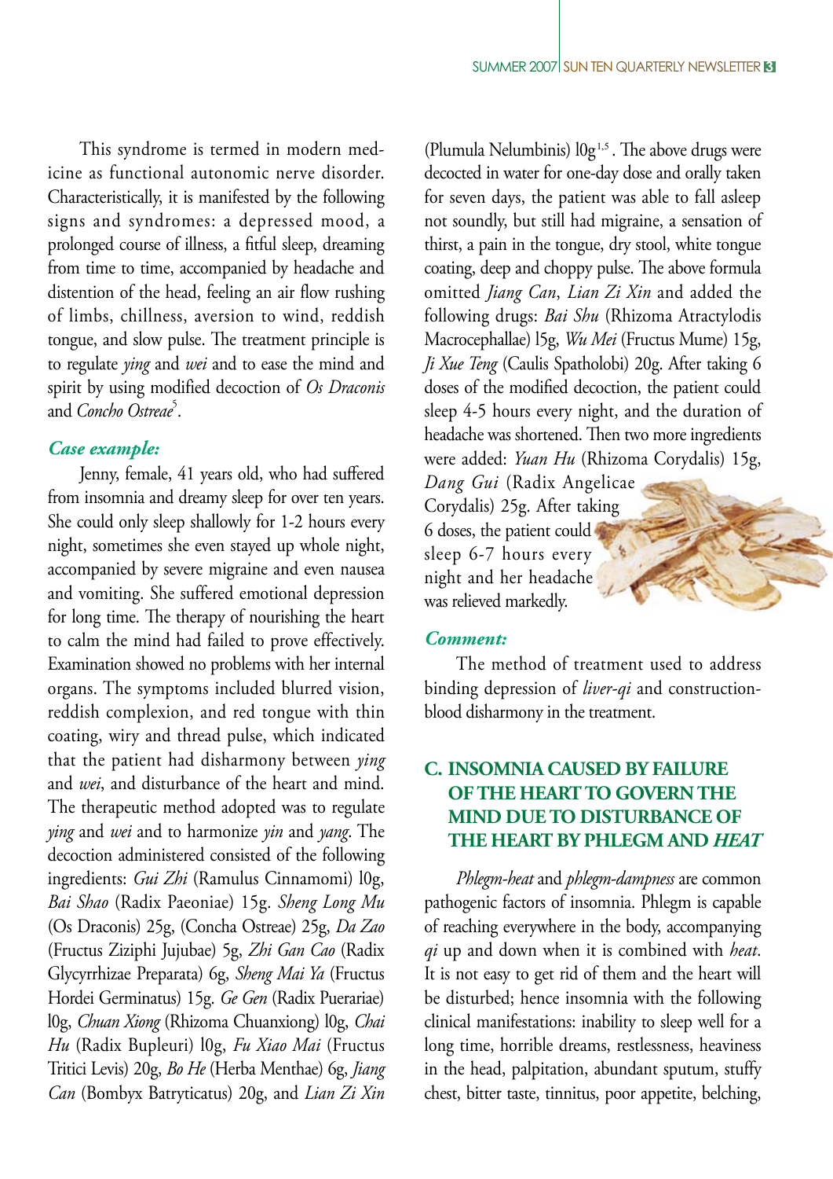This syndrome is termed in modern medicine as functional autonomic nerve disorder. Characteristically, it is manifested by the following signs and syndromes: a depressed mood, a prolonged course of illness, a fitful sleep, dreaming from time to time, accompanied by headache and distention of the head, feeling an air flow rushing of limbs, chillness, aversion to wind, reddish tongue, and slow pulse. The treatment principle is to regulate *ying* and *wei* and to ease the mind and spirit by using modified decoction of *Os Draconis* and *Concho Ostreae*[5].

***Case example:***

Jenny, female, 41 years old, who had suffered from insomnia and dreamy sleep for over ten years. She could only sleep shallowly for 1-2 hours every night, sometimes she even stayed up whole night, accompanied by severe migraine and even nausea and vomiting. She suffered emotional depression for long time. The therapy of nourishing the heart to calm the mind had failed to prove effectively. Examination showed no problems with her internal organs. The symptoms included blurred vision, reddish complexion, and red tongue with thin coating, wiry and thread pulse, which indicated that the patient had disharmony between *ying* and *wei*, and disturbance of the heart and mind. The therapeutic method adopted was to regulate *ying* and *wei* and to harmonize *yin* and *yang*. The decoction administered consisted of the following ingredients: *Gui Zhi* (Ramulus Cinnamomi) l0g, *Bai Shao* (Radix Paeoniae) 15g. *Sheng Long Mu* (Os Draconis) 25g, (Concha Ostreae) 25g, *Da Zao* (Fructus Ziziphi Jujubae) 5g, *Zhi Gan Cao* (Radix Glycyrrhizae Preparata) 6g, *Sheng Mai Ya* (Fructus Hordei Germinatus) 15g. *Ge Gen* (Radix Puerariae) l0g, *Chuan Xiong* (Rhizoma Chuanxiong) l0g, *Chai Hu* (Radix Bupleuri) l0g, *Fu Xiao Mai* (Fructus Tritici Levis) 20g, *Bo He* (Herba Menthae) 6g, *Jiang Can* (Bombyx Batryticatus) 20g, and *Lian Zi Xin* (Plumula Nelumbinis) l0g[1,5]. The above drugs were decocted in water for one-day dose and orally taken for seven days, the patient was able to fall asleep not soundly, but still had migraine, a sensation of thirst, a pain in the tongue, dry stool, white tongue coating, deep and choppy pulse. The above formula omitted *Jiang Can*, *Lian Zi Xin* and added the following drugs: *Bai Shu* (Rhizoma Atractylodis Macrocephallae) l5g, *Wu Mei* (Fructus Mume) 15g, *Ji Xue Teng* (Caulis Spatholobi) 20g. After taking 6 doses of the modified decoction, the patient could sleep 4-5 hours every night, and the duration of headache was shortened. Then two more ingredients were added: *Yuan Hu* (Rhizoma Corydalis) 15g, *Dang Gui* (Radix Angelicae Corydalis) 25g. After taking 6 doses, the patient could sleep 6-7 hours every night and her headache was relieved markedly.

***Comment:***

The method of treatment used to address binding depression of *liver-qi* and construction-blood disharmony in the treatment.

## C. INSOMNIA CAUSED BY FAILURE OF THE HEART TO GOVERN THE MIND DUE TO DISTURBANCE OF THE HEART BY PHLEGM AND *HEAT*

*Phlegm-heat* and *phlegm-dampness* are common pathogenic factors of insomnia. Phlegm is capable of reaching everywhere in the body, accompanying *qi* up and down when it is combined with *heat*. It is not easy to get rid of them and the heart will be disturbed; hence insomnia with the following clinical manifestations: inability to sleep well for a long time, horrible dreams, restlessness, heaviness in the head, palpitation, abundant sputum, stuffy chest, bitter taste, tinnitus, poor appetite, belching,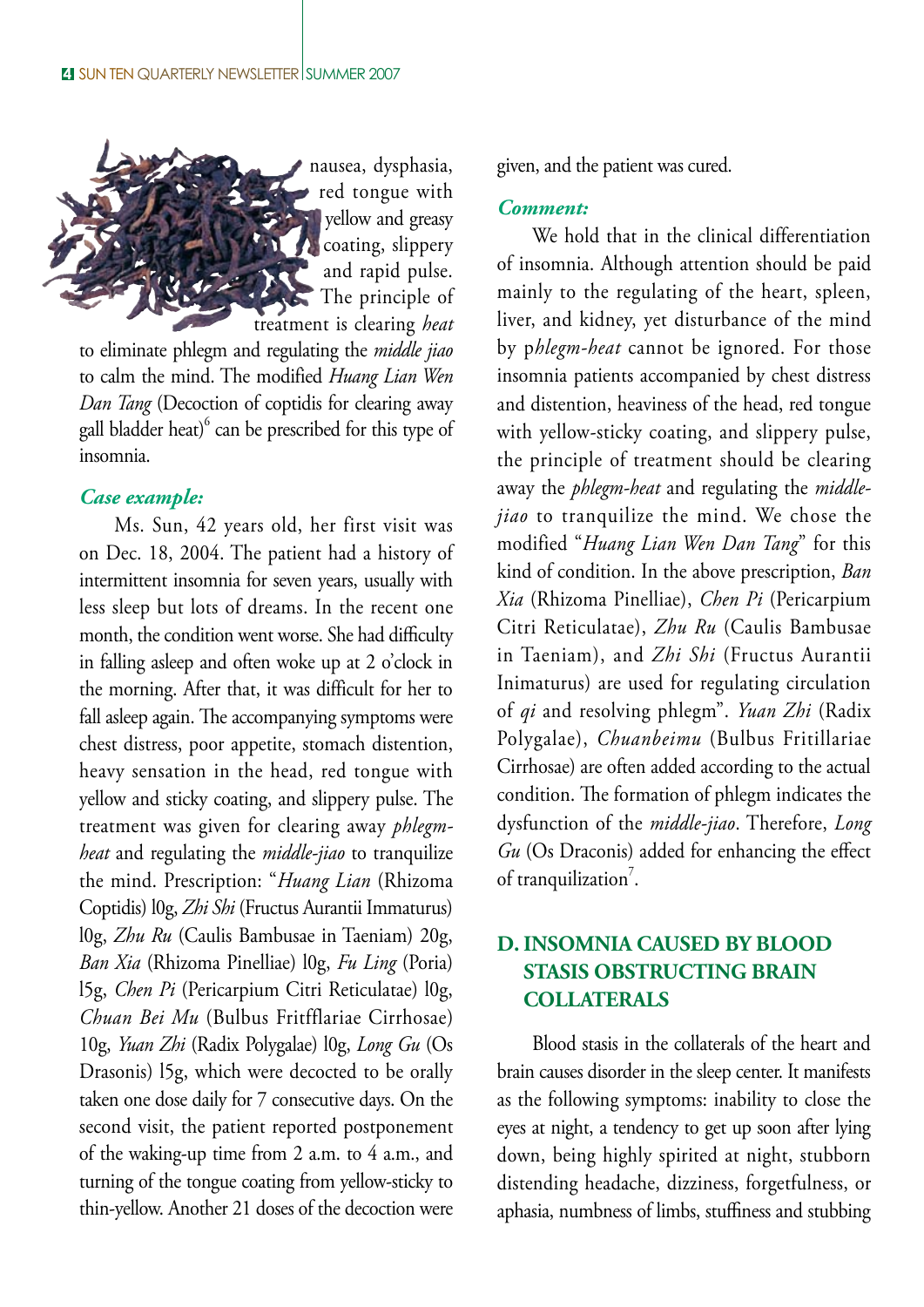nausea, dysphasia, red tongue with yellow and greasy coating, slippery and rapid pulse. The principle of treatment is clearing *heat* to eliminate phlegm and regulating the *middle jiao* to calm the mind. The modified *Huang Lian Wen Dan Tang* (Decoction of coptidis for clearing away gall bladder heat)[6] can be prescribed for this type of insomnia.

***Case example:***

Ms. Sun, 42 years old, her first visit was on Dec. 18, 2004. The patient had a history of intermittent insomnia for seven years, usually with less sleep but lots of dreams. In the recent one month, the condition went worse. She had difficulty in falling asleep and often woke up at 2 o'clock in the morning. After that, it was difficult for her to fall asleep again. The accompanying symptoms were chest distress, poor appetite, stomach distention, heavy sensation in the head, red tongue with yellow and sticky coating, and slippery pulse. The treatment was given for clearing away *phlegm-heat* and regulating the *middle-jiao* to tranquilize the mind. Prescription: "*Huang Lian* (Rhizoma Coptidis) l0g, *Zhi Shi* (Fructus Aurantii Immaturus) l0g, *Zhu Ru* (Caulis Bambusae in Taeniam) 20g, *Ban Xia* (Rhizoma Pinelliae) l0g, *Fu Ling* (Poria) l5g, *Chen Pi* (Pericarpium Citri Reticulatae) l0g, *Chuan Bei Mu* (Bulbus Fritfflariae Cirrhosae) 10g, *Yuan Zhi* (Radix Polygalae) l0g, *Long Gu* (Os Drasonis) l5g, which were decocted to be orally taken one dose daily for 7 consecutive days. On the second visit, the patient reported postponement of the waking-up time from 2 a.m. to 4 a.m., and turning of the tongue coating from yellow-sticky to thin-yellow. Another 21 doses of the decoction were given, and the patient was cured.

***Comment:***

We hold that in the clinical differentiation of insomnia. Although attention should be paid mainly to the regulating of the heart, spleen, liver, and kidney, yet disturbance of the mind by p*hlegm-heat* cannot be ignored. For those insomnia patients accompanied by chest distress and distention, heaviness of the head, red tongue with yellow-sticky coating, and slippery pulse, the principle of treatment should be clearing away the *phlegm-heat* and regulating the *middle-jiao* to tranquilize the mind. We chose the modified "*Huang Lian Wen Dan Tang*" for this kind of condition. In the above prescription, *Ban Xia* (Rhizoma Pinelliae), *Chen Pi* (Pericarpium Citri Reticulatae), *Zhu Ru* (Caulis Bambusae in Taeniam), and *Zhi Shi* (Fructus Aurantii Inimaturus) are used for regulating circulation of *qi* and resolving phlegm". *Yuan Zhi* (Radix Polygalae), *Chuanbeimu* (Bulbus Fritillariae Cirrhosae) are often added according to the actual condition. The formation of phlegm indicates the dysfunction of the *middle-jiao*. Therefore, *Long Gu* (Os Draconis) added for enhancing the effect of tranquilization[7].

## D. INSOMNIA CAUSED BY BLOOD STASIS OBSTRUCTING BRAIN COLLATERALS

Blood stasis in the collaterals of the heart and brain causes disorder in the sleep center. It manifests as the following symptoms: inability to close the eyes at night, a tendency to get up soon after lying down, being highly spirited at night, stubborn distending headache, dizziness, forgetfulness, or aphasia, numbness of limbs, stuffiness and stubbing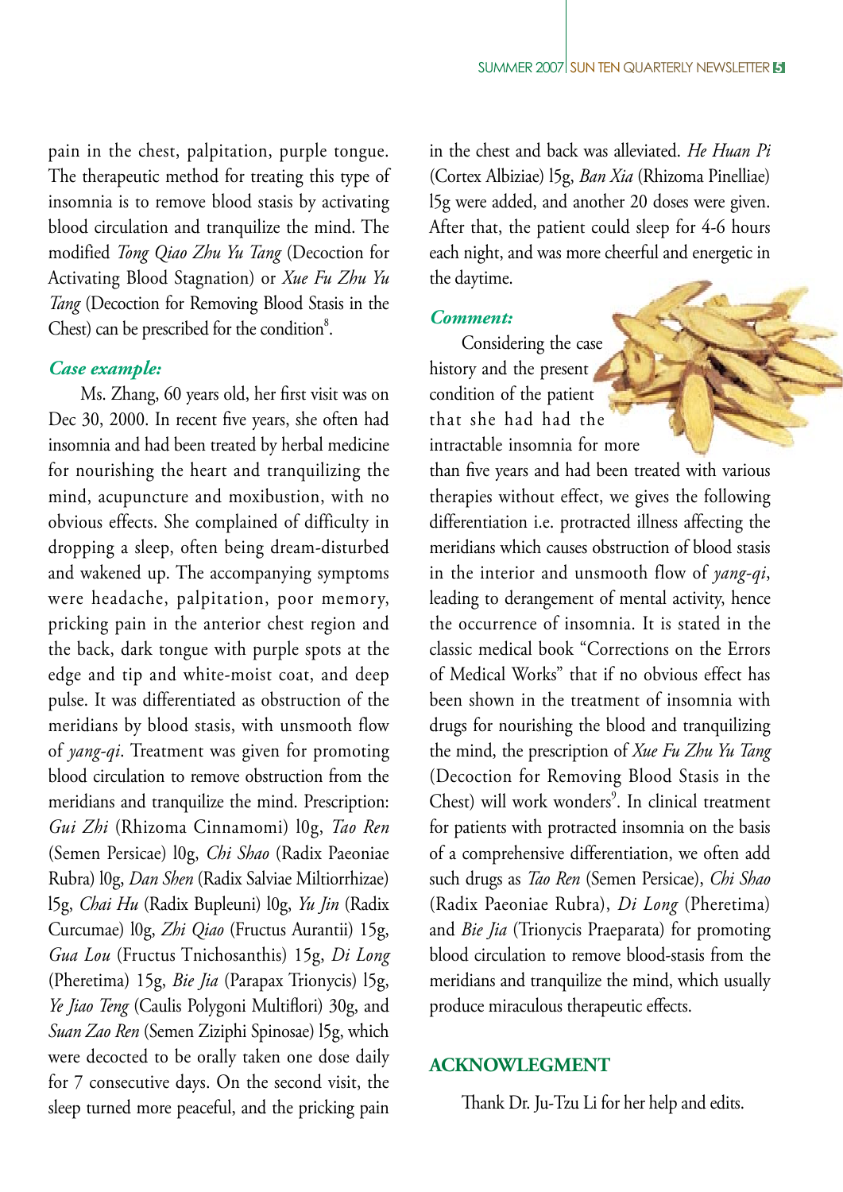pain in the chest, palpitation, purple tongue. The therapeutic method for treating this type of insomnia is to remove blood stasis by activating blood circulation and tranquilize the mind. The modified *Tong Qiao Zhu Yu Tang* (Decoction for Activating Blood Stagnation) or *Xue Fu Zhu Yu Tang* (Decoction for Removing Blood Stasis in the Chest) can be prescribed for the condition[8].

### *Case example:*

Ms. Zhang, 60 years old, her first visit was on Dec 30, 2000. In recent five years, she often had insomnia and had been treated by herbal medicine for nourishing the heart and tranquilizing the mind, acupuncture and moxibustion, with no obvious effects. She complained of difficulty in dropping a sleep, often being dream-disturbed and wakened up. The accompanying symptoms were headache, palpitation, poor memory, pricking pain in the anterior chest region and the back, dark tongue with purple spots at the edge and tip and white-moist coat, and deep pulse. It was differentiated as obstruction of the meridians by blood stasis, with unsmooth flow of *yang-qi*. Treatment was given for promoting blood circulation to remove obstruction from the meridians and tranquilize the mind. Prescription: *Gui Zhi* (Rhizoma Cinnamomi) 10g, *Tao Ren* (Semen Persicae) 10g, *Chi Shao* (Radix Paeoniae Rubra) 10g, *Dan Shen* (Radix Salviae Miltiorrhizae) 15g, *Chai Hu* (Radix Bupleuni) 10g, *Yu Jin* (Radix Curcumae) 10g, *Zhi Qiao* (Fructus Aurantii) 15g, *Gua Lou* (Fructus Tnichosanthis) 15g, *Di Long* (Pheretima) 15g, *Bie Jia* (Parapax Trionycis) 15g, *Ye Jiao Teng* (Caulis Polygoni Multiflori) 30g, and *Suan Zao Ren* (Semen Ziziphi Spinosae) 15g, which were decocted to be orally taken one dose daily for 7 consecutive days. On the second visit, the sleep turned more peaceful, and the pricking pain in the chest and back was alleviated. *He Huan Pi* (Cortex Albiziae) 15g, *Ban Xia* (Rhizoma Pinelliae) 15g were added, and another 20 doses were given. After that, the patient could sleep for 4-6 hours each night, and was more cheerful and energetic in the daytime.

### *Comment:*

Considering the case history and the present condition of the patient that she had had the intractable insomnia for more than five years and had been treated with various therapies without effect, we gives the following differentiation i.e. protracted illness affecting the meridians which causes obstruction of blood stasis in the interior and unsmooth flow of *yang-qi*, leading to derangement of mental activity, hence the occurrence of insomnia. It is stated in the classic medical book "Corrections on the Errors of Medical Works" that if no obvious effect has been shown in the treatment of insomnia with drugs for nourishing the blood and tranquilizing the mind, the prescription of *Xue Fu Zhu Yu Tang* (Decoction for Removing Blood Stasis in the Chest) will work wonders[9]. In clinical treatment for patients with protracted insomnia on the basis of a comprehensive differentiation, we often add such drugs as *Tao Ren* (Semen Persicae), *Chi Shao* (Radix Paeoniae Rubra), *Di Long* (Pheretima) and *Bie Jia* (Trionycis Praeparata) for promoting blood circulation to remove blood-stasis from the meridians and tranquilize the mind, which usually produce miraculous therapeutic effects.

## ACKNOWLEGMENT

Thank Dr. Ju-Tzu Li for her help and edits.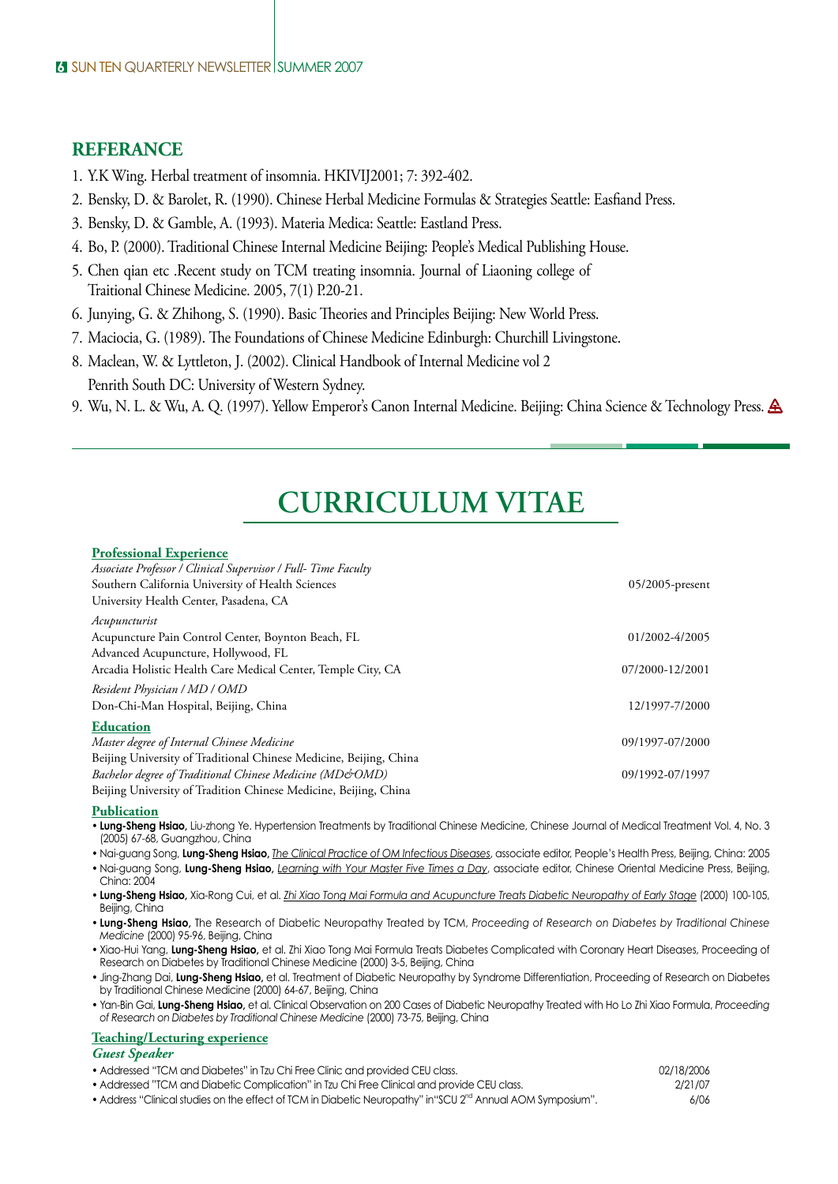## REFERANCE

1. Y.K Wing. Herbal treatment of insomnia. HKIVIJ2001; 7: 392-402.
2. Bensky, D. & Barolet, R. (1990). Chinese Herbal Medicine Formulas & Strategies Seattle: Easfiand Press.
3. Bensky, D. & Gamble, A. (1993). Materia Medica: Seattle: Eastland Press.
4. Bo, P. (2000). Traditional Chinese Internal Medicine Beijing: People's Medical Publishing House.
5. Chen qian etc .Recent study on TCM treating insomnia. Journal of Liaoning college of Traitional Chinese Medicine. 2005, 7(1) P.20-21.
6. Junying, G. & Zhihong, S. (1990). Basic Theories and Principles Beijing: New World Press.
7. Maciocia, G. (1989). The Foundations of Chinese Medicine Edinburgh: Churchill Livingstone.
8. Maclean, W. & Lyttleton, J. (2002). Clinical Handbook of Internal Medicine vol 2 Penrith South DC: University of Western Sydney.
9. Wu, N. L. & Wu, A. Q. (1997). Yellow Emperor's Canon Internal Medicine. Beijing: China Science & Technology Press.

# CURRICULUM VITAE

### Professional Experience

*Associate Professor / Clinical Supervisor / Full- Time Faculty*
Southern California University of Health Sciences — 05/2005-present
University Health Center, Pasadena, CA

*Acupuncturist*
Acupuncture Pain Control Center, Boynton Beach, FL — 01/2002-4/2005
Advanced Acupuncture, Hollywood, FL
Arcadia Holistic Health Care Medical Center, Temple City, CA — 07/2000-12/2001

*Resident Physician / MD / OMD*
Don-Chi-Man Hospital, Beijing, China — 12/1997-7/2000

### Education

*Master degree of Internal Chinese Medicine* — 09/1997-07/2000
Beijing University of Traditional Chinese Medicine, Beijing, China

*Bachelor degree of Traditional Chinese Medicine (MD&OMD)* — 09/1992-07/1997
Beijing University of Tradition Chinese Medicine, Beijing, China

### Publication

- **Lung-Sheng Hsiao**, Liu-zhong Ye. Hypertension Treatments by Traditional Chinese Medicine, Chinese Journal of Medical Treatment Vol. 4, No. 3 (2005) 67-68, Guangzhou, China
- Nai-guang Song, **Lung-Sheng Hsiao,** *The Clinical Practice of OM Infectious Diseases*, associate editor, People's Health Press, Beijing, China: 2005
- Nai-guang Song, **Lung-Sheng Hsiao**, *Learning with Your Master Five Times a Day*, associate editor, Chinese Oriental Medicine Press, Beijing, China: 2004
- **Lung-Sheng Hsiao,** Xia-Rong Cui, et al. *Zhi Xiao Tong Mai Formula and Acupuncture Treats Diabetic Neuropathy of Early Stage* (2000) 100-105, Beijing, China
- **Lung-Sheng Hsiao,** The Research of Diabetic Neuropathy Treated by TCM, *Proceeding of Research on Diabetes by Traditional Chinese Medicine* (2000) 95-96, Beijing, China
- Xiao-Hui Yang, **Lung-Sheng Hsiao,** et al. Zhi Xiao Tong Mai Formula Treats Diabetes Complicated with Coronary Heart Diseases, Proceeding of Research on Diabetes by Traditional Chinese Medicine (2000) 3-5, Beijing, China
- Jing-Zhang Dai, **Lung-Sheng Hsiao,** et al. Treatment of Diabetic Neuropathy by Syndrome Differentiation, Proceeding of Research on Diabetes by Traditional Chinese Medicine (2000) 64-67, Beijing, China
- Yan-Bin Gai, **Lung-Sheng Hsiao,** et al. Clinical Observation on 200 Cases of Diabetic Neuropathy Treated with Ho Lo Zhi Xiao Formula, *Proceeding of Research on Diabetes by Traditional Chinese Medicine* (2000) 73-75, Beijing, China

### Teaching/Lecturing experience

***Guest Speaker***

- Addressed "TCM and Diabetes" in Tzu Chi Free Clinic and provided CEU class. — 02/18/2006
- Addressed "TCM and Diabetic Complication" in Tzu Chi Free Clinical and provide CEU class. — 2/21/07
- Address "Clinical studies on the effect of TCM in Diabetic Neuropathy" in"SCU 2nd Annual AOM Symposium". — 6/06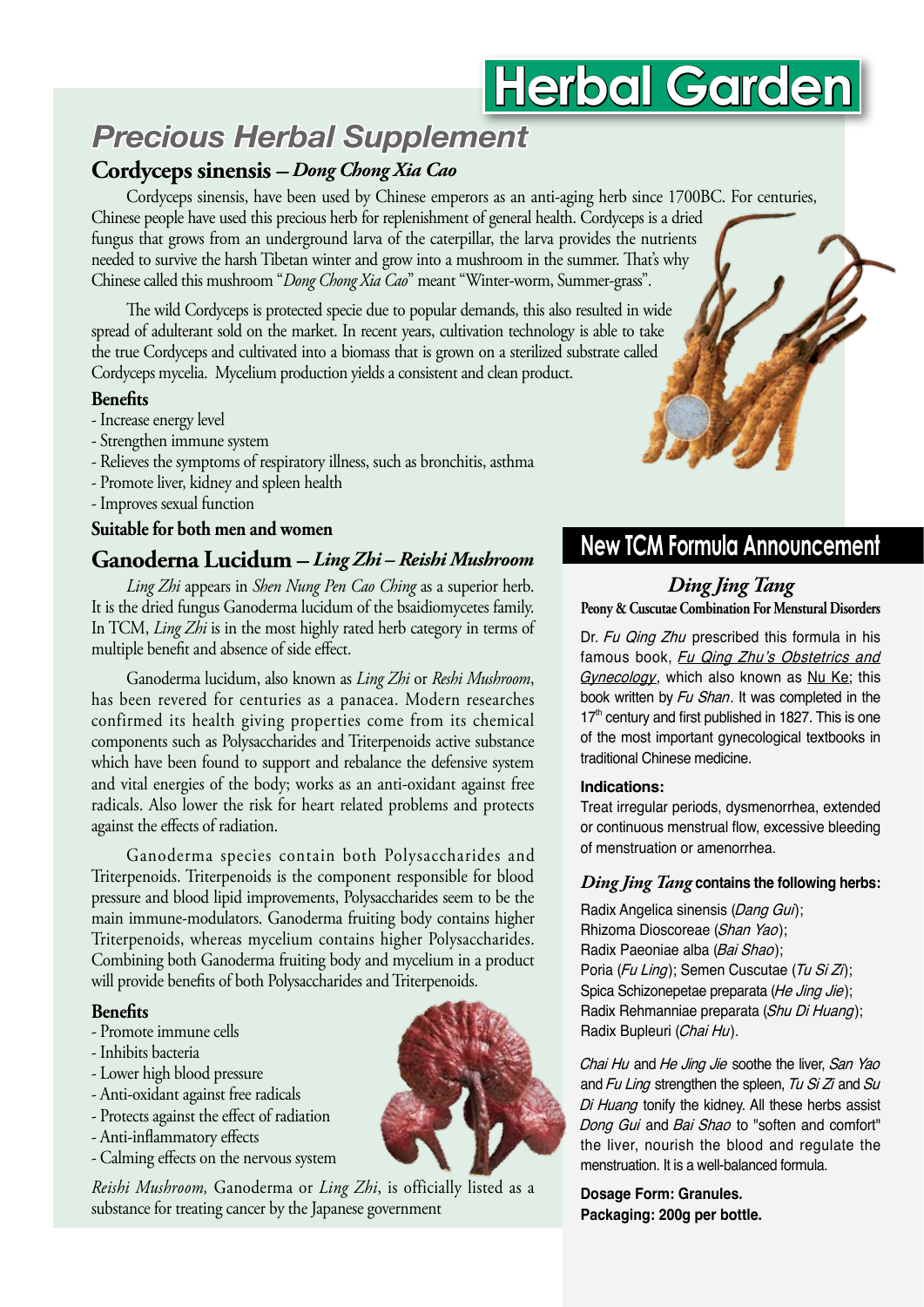# Herbal Garden

## *Precious Herbal Supplement*

### Cordyceps sinensis – *Dong Chong Xia Cao*

Cordyceps sinensis, have been used by Chinese emperors as an anti-aging herb since 1700BC. For centuries, Chinese people have used this precious herb for replenishment of general health. Cordyceps is a dried fungus that grows from an underground larva of the caterpillar, the larva provides the nutrients needed to survive the harsh Tibetan winter and grow into a mushroom in the summer. That's why Chinese called this mushroom "*Dong Chong Xia Cao*" meant "Winter-worm, Summer-grass".

The wild Cordyceps is protected specie due to popular demands, this also resulted in wide spread of adulterant sold on the market. In recent years, cultivation technology is able to take the true Cordyceps and cultivated into a biomass that is grown on a sterilized substrate called Cordyceps mycelia. Mycelium production yields a consistent and clean product.

**Benefits**

- Increase energy level
- Strengthen immune system
- Relieves the symptoms of respiratory illness, such as bronchitis, asthma
- Promote liver, kidney and spleen health
- Improves sexual function

**Suitable for both men and women**

### Ganoderna Lucidum – *Ling Zhi – Reishi Mushroom*

*Ling Zhi* appears in *Shen Nung Pen Cao Ching* as a superior herb. It is the dried fungus Ganoderma lucidum of the bsaidiomycetes family. In TCM, *Ling Zhi* is in the most highly rated herb category in terms of multiple benefit and absence of side effect.

Ganoderma lucidum, also known as *Ling Zhi* or *Reshi Mushroom*, has been revered for centuries as a panacea. Modern researches confirmed its health giving properties come from its chemical components such as Polysaccharides and Triterpenoids active substance which have been found to support and rebalance the defensive system and vital energies of the body; works as an anti-oxidant against free radicals. Also lower the risk for heart related problems and protects against the effects of radiation.

Ganoderma species contain both Polysaccharides and Triterpenoids. Triterpenoids is the component responsible for blood pressure and blood lipid improvements, Polysaccharides seem to be the main immune-modulators. Ganoderma fruiting body contains higher Triterpenoids, whereas mycelium contains higher Polysaccharides. Combining both Ganoderma fruiting body and mycelium in a product will provide benefits of both Polysaccharides and Triterpenoids.

**Benefits**

- Promote immune cells
- Inhibits bacteria
- Lower high blood pressure
- Anti-oxidant against free radicals
- Protects against the effect of radiation
- Anti-inflammatory effects
- Calming effects on the nervous system

*Reishi Mushroom,* Ganoderma or *Ling Zhi*, is officially listed as a substance for treating cancer by the Japanese government

## New TCM Formula Announcement

### *Ding Jing Tang*

**Peony & Cuscutae Combination For Menstural Disorders**

Dr. *Fu Qing Zhu* prescribed this formula in his famous book, *Fu Qing Zhu's Obstetrics and Gynecology*, which also known as Nu Ke; this book written by *Fu Shan*. It was completed in the 17th century and first published in 1827. This is one of the most important gynecological textbooks in traditional Chinese medicine.

**Indications:**

Treat irregular periods, dysmenorrhea, extended or continuous menstrual flow, excessive bleeding of menstruation or amenorrhea.

***Ding Jing Tang* contains the following herbs:**

Radix Angelica sinensis (*Dang Gui*);
Rhizoma Dioscoreae (*Shan Yao*);
Radix Paeoniae alba (*Bai Shao*);
Poria (*Fu Ling*); Semen Cuscutae (*Tu Si Zi*);
Spica Schizonepetae preparata (*He Jing Jie*);
Radix Rehmanniae preparata (*Shu Di Huang*);
Radix Bupleuri (*Chai Hu*).

*Chai Hu* and *He Jing Jie* soothe the liver, *San Yao* and *Fu Ling* strengthen the spleen, *Tu Si Zi* and *Su Di Huang* tonify the kidney. All these herbs assist *Dong Gui* and *Bai Shao* to "soften and comfort" the liver, nourish the blood and regulate the menstruation. It is a well-balanced formula.

**Dosage Form: Granules.**
**Packaging: 200g per bottle.**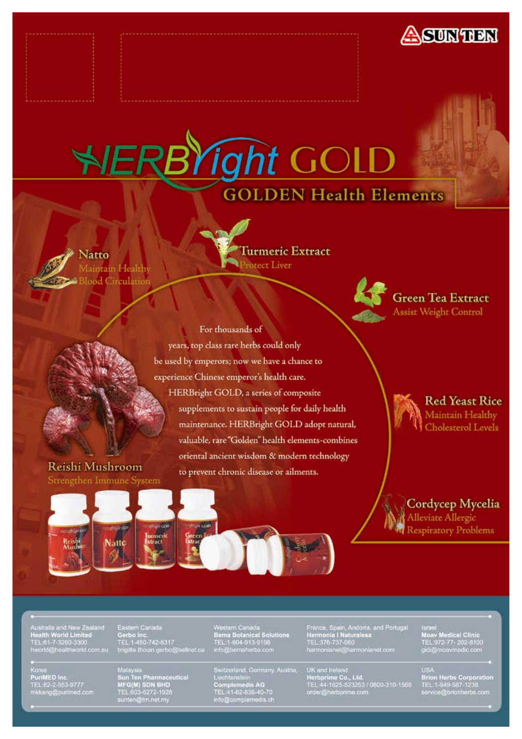SUN TEN

# HERBright GOLD

## GOLDEN Health Elements

**Natto**
Maintain Healthy Blood Circulation

**Turmeric Extract**
Protect Liver

**Green Tea Extract**
Assist Weight Control

**Red Yeast Rice**
Maintain Healthy Cholesterol Levels

**Cordycep Mycelia**
Alleviate Allergic Respiratory Problems

**Reishi Mushroom**
Strengthen Immune System

For thousands of years, top class rare herbs could only be used by emperors; now we have a chance to experience Chinese emperor's health care. HERBright GOLD, a series of composite supplements to sustain people for daily health maintenance. HERBright GOLD adopt natural, valuable, rare "Golden" health elements-combines oriental ancient wisdom & modern technology to prevent chronic disease or ailments.

Australia and New Zealand
**Health World Limited**
TEL:61-7-3260-3300
hworld@healthworld.com.au

Eastern Canada
**Gerbo Inc.**
TEL:1-450-742-6317
brigitte.thouin.gerbo@bellnet.ca

Western Canada
**Bema Botanical Solutions**
TEL:1-604-913-9198
info@bemaherbs.com

France, Spain, Andorra, and Portugal
**Harmonia I Naturalesa**
TEL:376-737-060
harmonianet@harmonianet.com

Israel
**Moav Medical Clinic**
TEL:972-77- 202-8100
gidi@moavmedic.com

Korea
**PuriMED Inc.**
TEL:82-2-553-9777
mkkang@purimed.com

Malaysia
**Sun Ten Pharmaceutical MFG(M) SDN BHD**
TEL:603-6272-1928
sunten@tm.net.my

Switzerland, Germany, Austria, Liechtenstein
**Complemedis AG**
TEL:41-62-836-40-70
info@complemedis.ch

UK and Ireland
**Herbprime Co., Ltd.**
TEL:44-1625-523253 / 0800-310-1588
order@herbprime.com

USA
**Brion Herbs Corporation**
TEL:1-949-587-1238
service@brionherbs.com